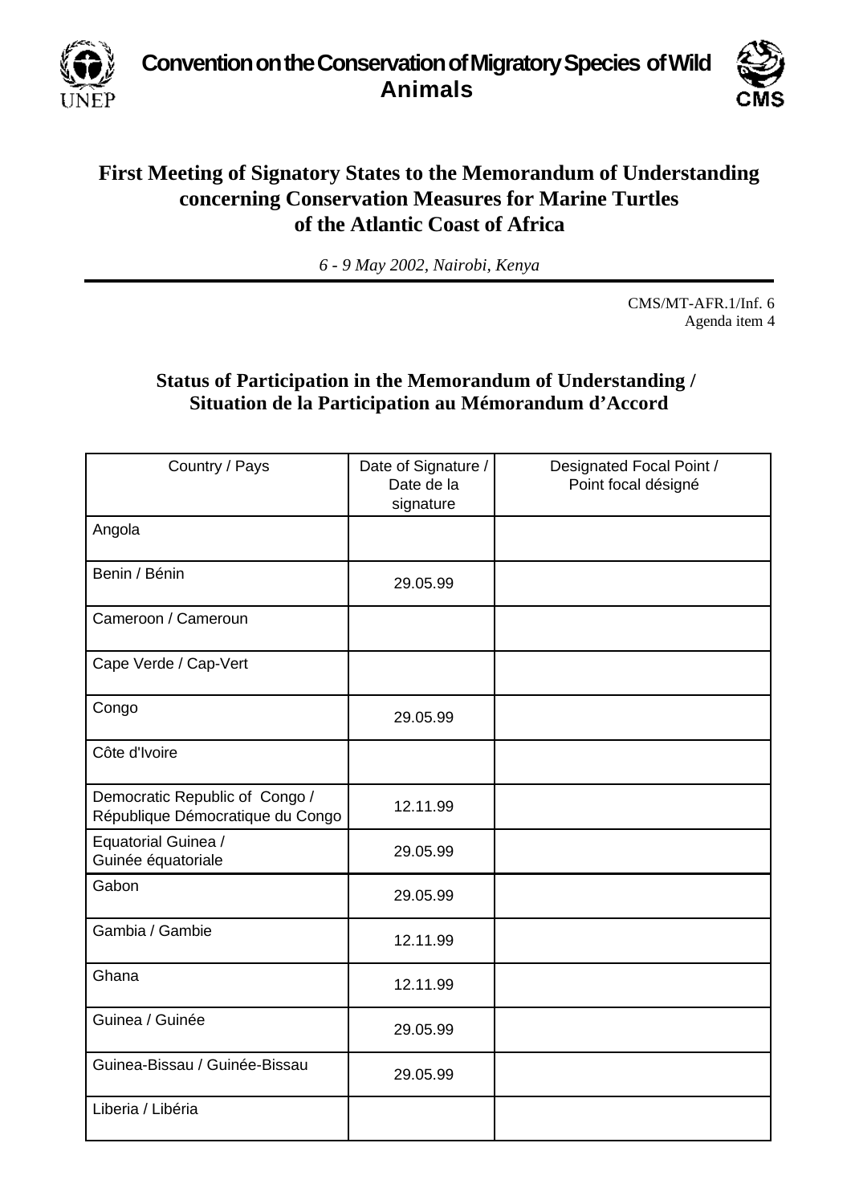**Convention on the Conservation of Migratory Species of Wild Animals**

# First Meeting of Signatory States to the Memorandum of Understanding concerning Conservation Measures for Marine Turtles of the Atlantic Coast of Africa

*6 - 9 May 2002, Nairobi, Kenya*

CMS/MT-AFR.1/Inf. 6
Agenda item 4

## Status of Participation in the Memorandum of Understanding / Situation de la Participation au Mémorandum d'Accord

| Country / Pays | Date of Signature / Date de la signature | Designated Focal Point / Point focal désigné |
|---|---|---|
| Angola | | |
| Benin / Bénin | 29.05.99 | |
| Cameroon / Cameroun | | |
| Cape Verde / Cap-Vert | | |
| Congo | 29.05.99 | |
| Côte d'Ivoire | | |
| Democratic Republic of Congo / République Démocratique du Congo | 12.11.99 | |
| Equatorial Guinea / Guinée équatoriale | 29.05.99 | |
| Gabon | 29.05.99 | |
| Gambia / Gambie | 12.11.99 | |
| Ghana | 12.11.99 | |
| Guinea / Guinée | 29.05.99 | |
| Guinea-Bissau / Guinée-Bissau | 29.05.99 | |
| Liberia / Libéria | | |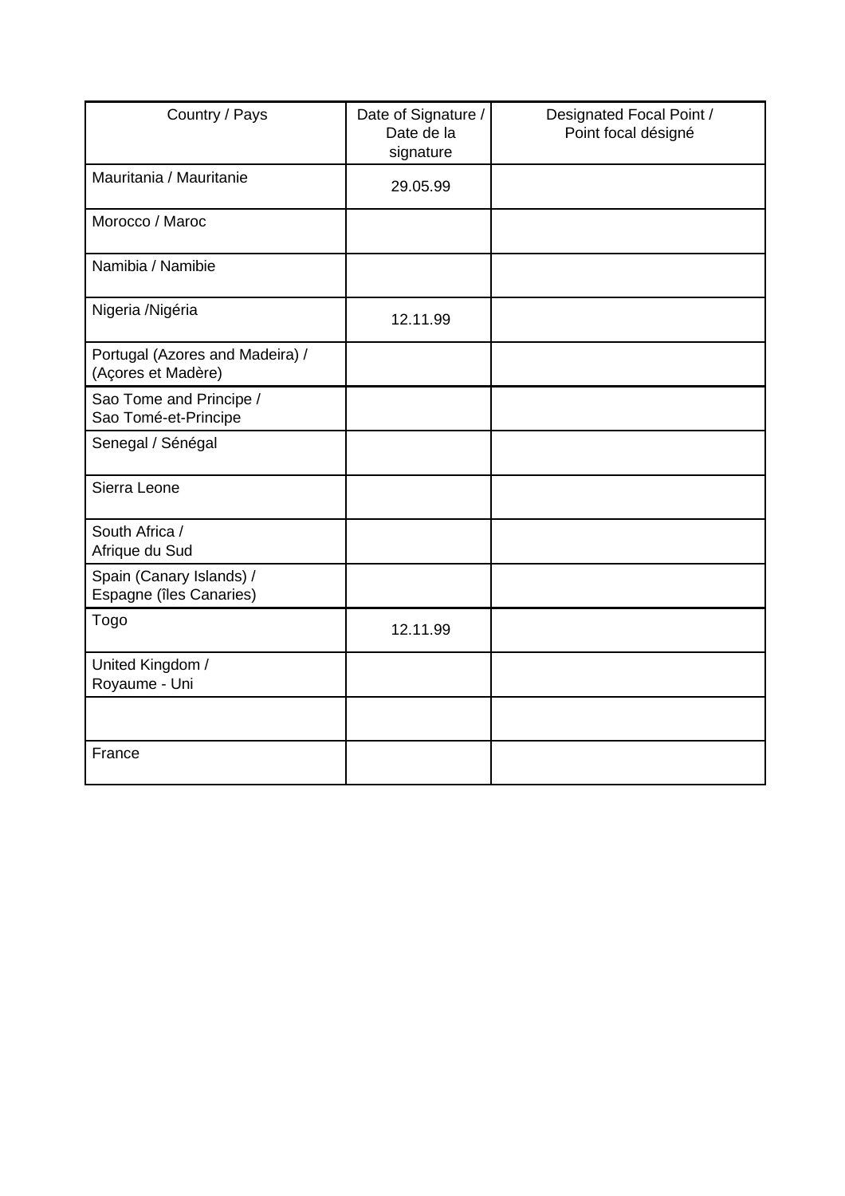| Country / Pays | Date of Signature / Date de la signature | Designated Focal Point / Point focal désigné |
|---|---|---|
| Mauritania / Mauritanie | 29.05.99 | |
| Morocco / Maroc | | |
| Namibia / Namibie | | |
| Nigeria /Nigéria | 12.11.99 | |
| Portugal (Azores and Madeira) / (Açores et Madère) | | |
| Sao Tome and Principe / Sao Tomé-et-Principe | | |
| Senegal / Sénégal | | |
| Sierra Leone | | |
| South Africa / Afrique du Sud | | |
| Spain (Canary Islands) / Espagne (îles Canaries) | | |
| Togo | 12.11.99 | |
| United Kingdom / Royaume - Uni | | |
| | | |
| France | | |